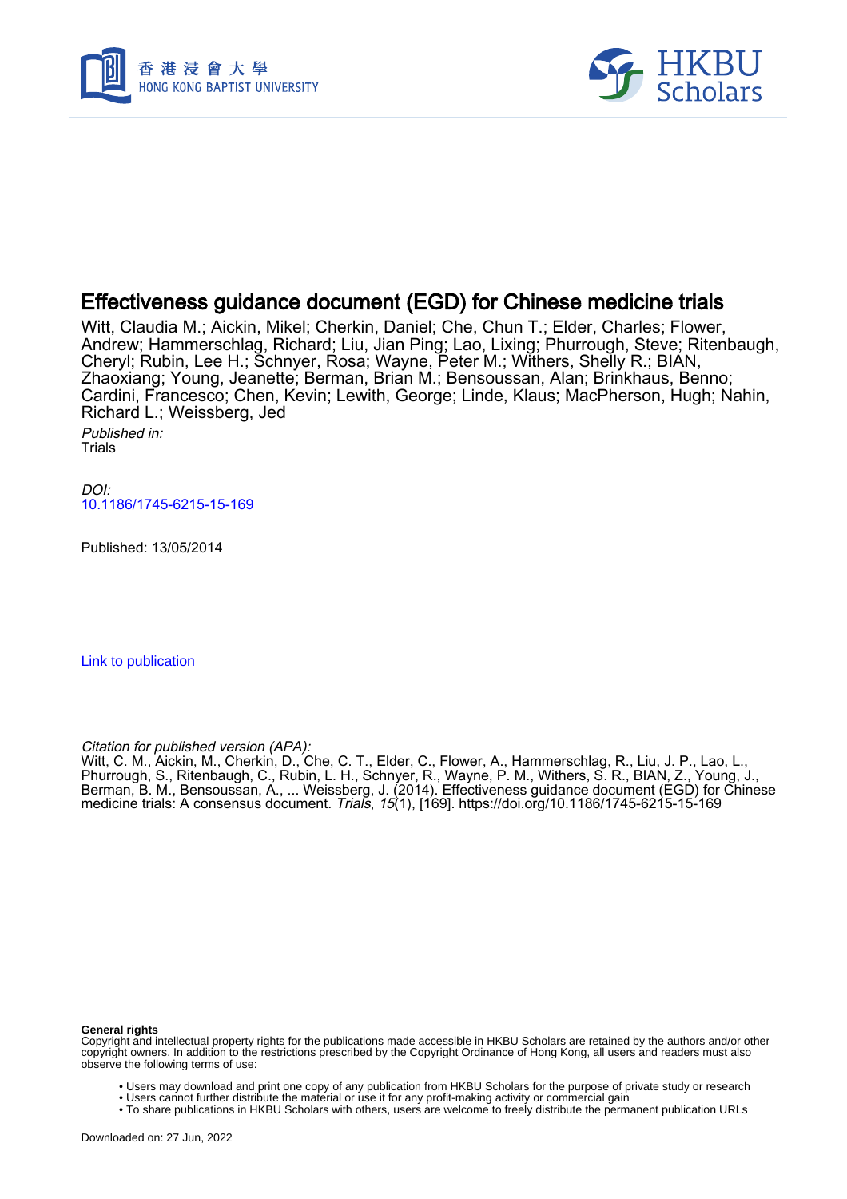# Effectiveness guidance document (EGD) for Chinese medicine trials

Witt, Claudia M.; Aickin, Mikel; Cherkin, Daniel; Che, Chun T.; Elder, Charles; Flower, Andrew; Hammerschlag, Richard; Liu, Jian Ping; Lao, Lixing; Phurrough, Steve; Ritenbaugh, Cheryl; Rubin, Lee H.; Schnyer, Rosa; Wayne, Peter M.; Withers, Shelly R.; BIAN, Zhaoxiang; Young, Jeanette; Berman, Brian M.; Bensoussan, Alan; Brinkhaus, Benno; Cardini, Francesco; Chen, Kevin; Lewith, George; Linde, Klaus; MacPherson, Hugh; Nahin, Richard L.; Weissberg, Jed

*Published in:*
Trials

*DOI:*
10.1186/1745-6215-15-169

Published: 13/05/2014

Link to publication

*Citation for published version (APA):*
Witt, C. M., Aickin, M., Cherkin, D., Che, C. T., Elder, C., Flower, A., Hammerschlag, R., Liu, J. P., Lao, L., Phurrough, S., Ritenbaugh, C., Rubin, L. H., Schnyer, R., Wayne, P. M., Withers, S. R., BIAN, Z., Young, J., Berman, B. M., Bensoussan, A., ... Weissberg, J. (2014). Effectiveness guidance document (EGD) for Chinese medicine trials: A consensus document. *Trials*, *15*(1), [169]. https://doi.org/10.1186/1745-6215-15-169

**General rights**
Copyright and intellectual property rights for the publications made accessible in HKBU Scholars are retained by the authors and/or other copyright owners. In addition to the restrictions prescribed by the Copyright Ordinance of Hong Kong, all users and readers must also observe the following terms of use:

- Users may download and print one copy of any publication from HKBU Scholars for the purpose of private study or research
- Users cannot further distribute the material or use it for any profit-making activity or commercial gain
- To share publications in HKBU Scholars with others, users are welcome to freely distribute the permanent publication URLs

Downloaded on: 27 Jun, 2022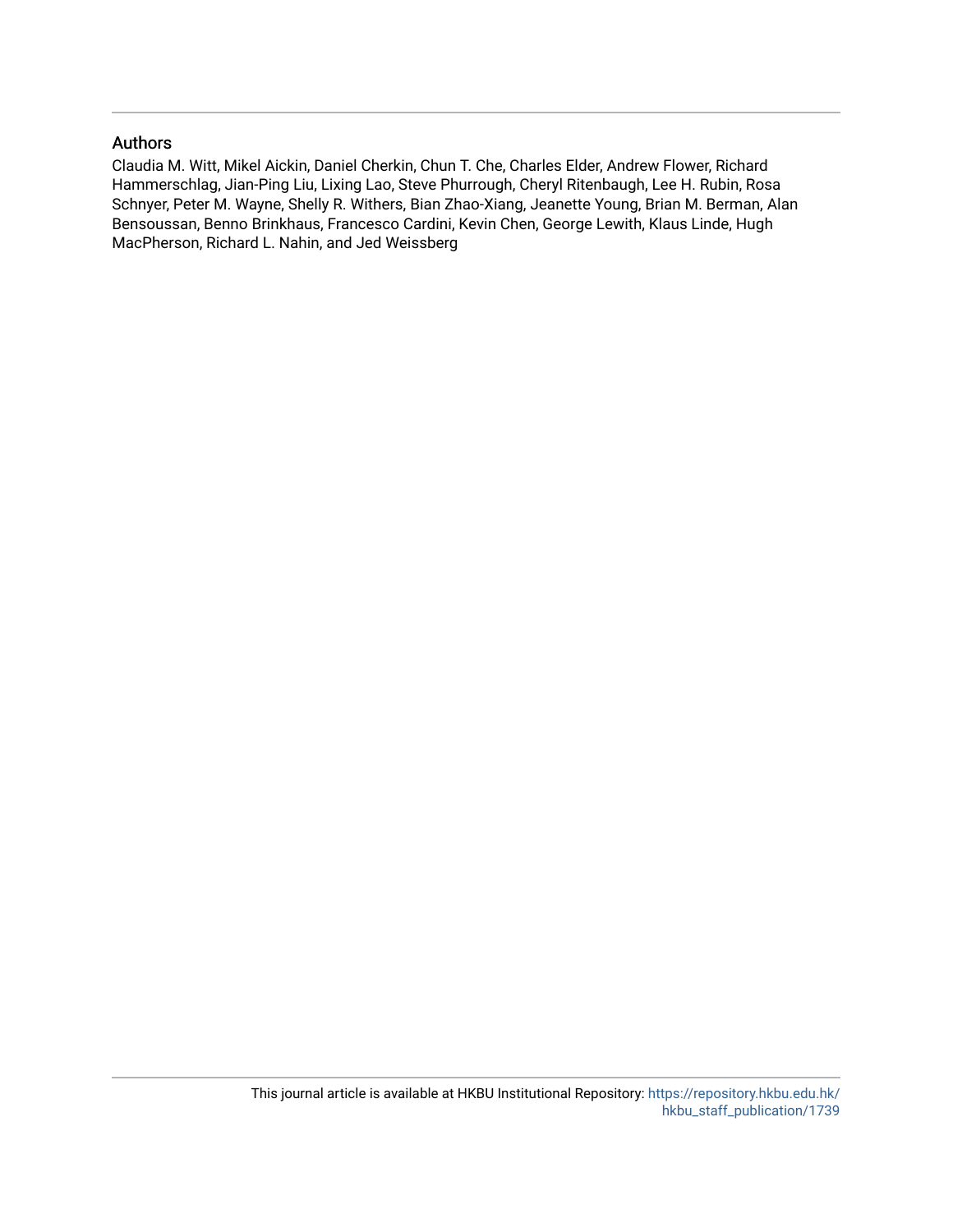## Authors

Claudia M. Witt, Mikel Aickin, Daniel Cherkin, Chun T. Che, Charles Elder, Andrew Flower, Richard Hammerschlag, Jian-Ping Liu, Lixing Lao, Steve Phurrough, Cheryl Ritenbaugh, Lee H. Rubin, Rosa Schnyer, Peter M. Wayne, Shelly R. Withers, Bian Zhao-Xiang, Jeanette Young, Brian M. Berman, Alan Bensoussan, Benno Brinkhaus, Francesco Cardini, Kevin Chen, George Lewith, Klaus Linde, Hugh MacPherson, Richard L. Nahin, and Jed Weissberg

This journal article is available at HKBU Institutional Repository: https://repository.hkbu.edu.hk/hkbu_staff_publication/1739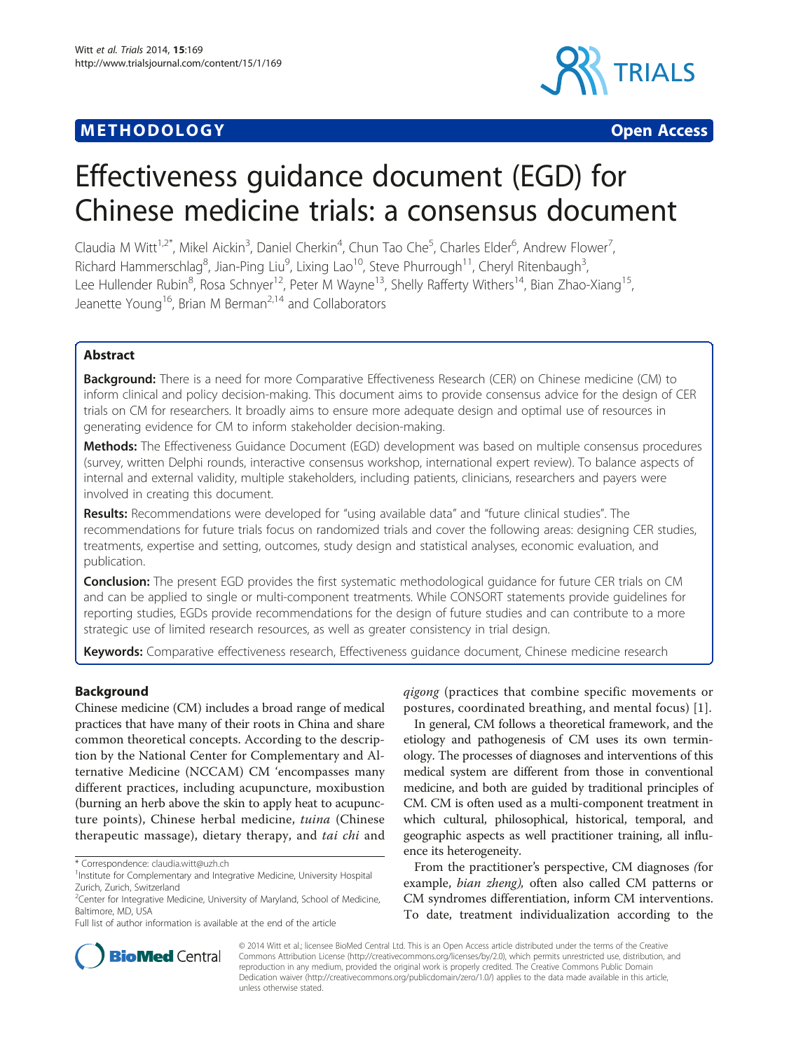# Effectiveness guidance document (EGD) for Chinese medicine trials: a consensus document

Claudia M Witt[1,2*], Mikel Aickin[3], Daniel Cherkin[4], Chun Tao Che[5], Charles Elder[6], Andrew Flower[7], Richard Hammerschlag[8], Jian-Ping Liu[9], Lixing Lao[10], Steve Phurrough[11], Cheryl Ritenbaugh[3], Lee Hullender Rubin[8], Rosa Schnyer[12], Peter M Wayne[13], Shelly Rafferty Withers[14], Bian Zhao-Xiang[15], Jeanette Young[16], Brian M Berman[2,14] and Collaborators

## Abstract

**Background:** There is a need for more Comparative Effectiveness Research (CER) on Chinese medicine (CM) to inform clinical and policy decision-making. This document aims to provide consensus advice for the design of CER trials on CM for researchers. It broadly aims to ensure more adequate design and optimal use of resources in generating evidence for CM to inform stakeholder decision-making.

**Methods:** The Effectiveness Guidance Document (EGD) development was based on multiple consensus procedures (survey, written Delphi rounds, interactive consensus workshop, international expert review). To balance aspects of internal and external validity, multiple stakeholders, including patients, clinicians, researchers and payers were involved in creating this document.

**Results:** Recommendations were developed for "using available data" and "future clinical studies". The recommendations for future trials focus on randomized trials and cover the following areas: designing CER studies, treatments, expertise and setting, outcomes, study design and statistical analyses, economic evaluation, and publication.

**Conclusion:** The present EGD provides the first systematic methodological guidance for future CER trials on CM and can be applied to single or multi-component treatments. While CONSORT statements provide guidelines for reporting studies, EGDs provide recommendations for the design of future studies and can contribute to a more strategic use of limited research resources, as well as greater consistency in trial design.

**Keywords:** Comparative effectiveness research, Effectiveness guidance document, Chinese medicine research

## Background

Chinese medicine (CM) includes a broad range of medical practices that have many of their roots in China and share common theoretical concepts. According to the description by the National Center for Complementary and Alternative Medicine (NCCAM) CM 'encompasses many different practices, including acupuncture, moxibustion (burning an herb above the skin to apply heat to acupuncture points), Chinese herbal medicine, *tuina* (Chinese therapeutic massage), dietary therapy, and *tai chi* and *qigong* (practices that combine specific movements or postures, coordinated breathing, and mental focus) [1].

In general, CM follows a theoretical framework, and the etiology and pathogenesis of CM uses its own terminology. The processes of diagnoses and interventions of this medical system are different from those in conventional medicine, and both are guided by traditional principles of CM. CM is often used as a multi-component treatment in which cultural, philosophical, historical, temporal, and geographic aspects as well practitioner training, all influence its heterogeneity.

From the practitioner's perspective, CM diagnoses *(*for example, *bian zheng),* often also called CM patterns or CM syndromes differentiation, inform CM interventions. To date, treatment individualization according to the

\* Correspondence: claudia.witt@uzh.ch
[1]Institute for Complementary and Integrative Medicine, University Hospital Zurich, Zurich, Switzerland
[2]Center for Integrative Medicine, University of Maryland, School of Medicine, Baltimore, MD, USA
Full list of author information is available at the end of the article

© 2014 Witt et al.; licensee BioMed Central Ltd. This is an Open Access article distributed under the terms of the Creative Commons Attribution License (http://creativecommons.org/licenses/by/2.0), which permits unrestricted use, distribution, and reproduction in any medium, provided the original work is properly credited. The Creative Commons Public Domain Dedication waiver (http://creativecommons.org/publicdomain/zero/1.0/) applies to the data made available in this article, unless otherwise stated.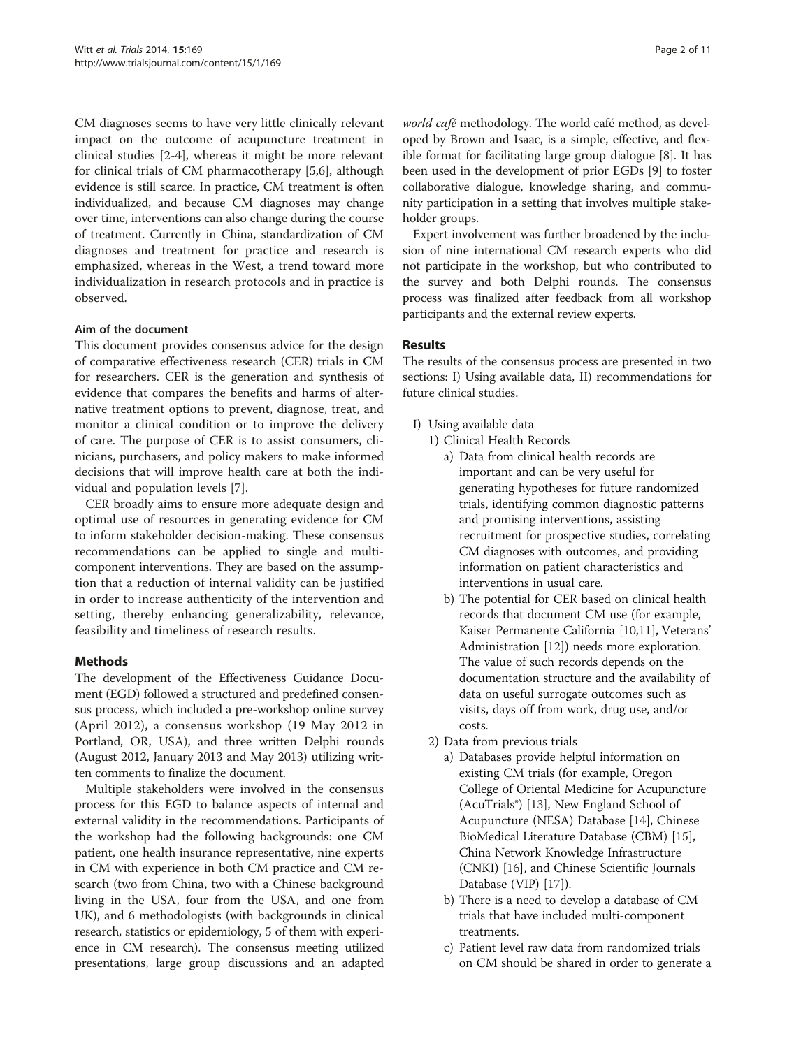CM diagnoses seems to have very little clinically relevant impact on the outcome of acupuncture treatment in clinical studies [2-4], whereas it might be more relevant for clinical trials of CM pharmacotherapy [5,6], although evidence is still scarce. In practice, CM treatment is often individualized, and because CM diagnoses may change over time, interventions can also change during the course of treatment. Currently in China, standardization of CM diagnoses and treatment for practice and research is emphasized, whereas in the West, a trend toward more individualization in research protocols and in practice is observed.

### Aim of the document

This document provides consensus advice for the design of comparative effectiveness research (CER) trials in CM for researchers. CER is the generation and synthesis of evidence that compares the benefits and harms of alternative treatment options to prevent, diagnose, treat, and monitor a clinical condition or to improve the delivery of care. The purpose of CER is to assist consumers, clinicians, purchasers, and policy makers to make informed decisions that will improve health care at both the individual and population levels [7].

CER broadly aims to ensure more adequate design and optimal use of resources in generating evidence for CM to inform stakeholder decision-making. These consensus recommendations can be applied to single and multi-component interventions. They are based on the assumption that a reduction of internal validity can be justified in order to increase authenticity of the intervention and setting, thereby enhancing generalizability, relevance, feasibility and timeliness of research results.

## Methods

The development of the Effectiveness Guidance Document (EGD) followed a structured and predefined consensus process, which included a pre-workshop online survey (April 2012), a consensus workshop (19 May 2012 in Portland, OR, USA), and three written Delphi rounds (August 2012, January 2013 and May 2013) utilizing written comments to finalize the document.

Multiple stakeholders were involved in the consensus process for this EGD to balance aspects of internal and external validity in the recommendations. Participants of the workshop had the following backgrounds: one CM patient, one health insurance representative, nine experts in CM with experience in both CM practice and CM research (two from China, two with a Chinese background living in the USA, four from the USA, and one from UK), and 6 methodologists (with backgrounds in clinical research, statistics or epidemiology, 5 of them with experience in CM research). The consensus meeting utilized presentations, large group discussions and an adapted *world café* methodology. The world café method, as developed by Brown and Isaac, is a simple, effective, and flexible format for facilitating large group dialogue [8]. It has been used in the development of prior EGDs [9] to foster collaborative dialogue, knowledge sharing, and community participation in a setting that involves multiple stakeholder groups.

Expert involvement was further broadened by the inclusion of nine international CM research experts who did not participate in the workshop, but who contributed to the survey and both Delphi rounds. The consensus process was finalized after feedback from all workshop participants and the external review experts.

## Results

The results of the consensus process are presented in two sections: I) Using available data, II) recommendations for future clinical studies.

I) Using available data
   1) Clinical Health Records
      a) Data from clinical health records are important and can be very useful for generating hypotheses for future randomized trials, identifying common diagnostic patterns and promising interventions, assisting recruitment for prospective studies, correlating CM diagnoses with outcomes, and providing information on patient characteristics and interventions in usual care.
      b) The potential for CER based on clinical health records that document CM use (for example, Kaiser Permanente California [10,11], Veterans' Administration [12]) needs more exploration. The value of such records depends on the documentation structure and the availability of data on useful surrogate outcomes such as visits, days off from work, drug use, and/or costs.
   2) Data from previous trials
      a) Databases provide helpful information on existing CM trials (for example, Oregon College of Oriental Medicine for Acupuncture (AcuTrials®) [13], New England School of Acupuncture (NESA) Database [14], Chinese BioMedical Literature Database (CBM) [15], China Network Knowledge Infrastructure (CNKI) [16], and Chinese Scientific Journals Database (VIP) [17]).
      b) There is a need to develop a database of CM trials that have included multi-component treatments.
      c) Patient level raw data from randomized trials on CM should be shared in order to generate a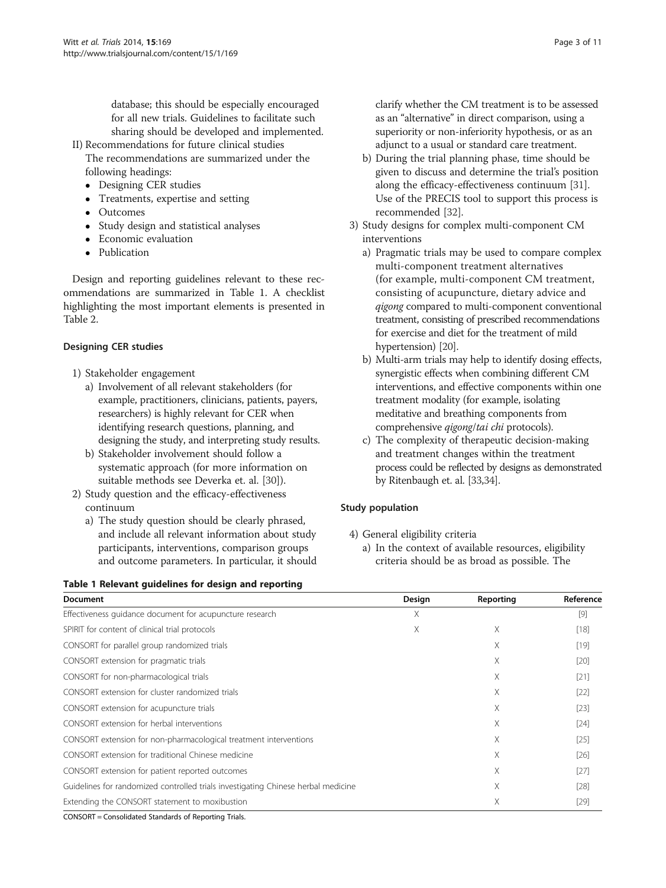database; this should be especially encouraged for all new trials. Guidelines to facilitate such sharing should be developed and implemented.

II) Recommendations for future clinical studies

The recommendations are summarized under the following headings:

- Designing CER studies
- Treatments, expertise and setting
- Outcomes
- Study design and statistical analyses
- Economic evaluation
- Publication

Design and reporting guidelines relevant to these recommendations are summarized in Table 1. A checklist highlighting the most important elements is presented in Table 2.

### Designing CER studies

1) Stakeholder engagement
   a) Involvement of all relevant stakeholders (for example, practitioners, clinicians, patients, payers, researchers) is highly relevant for CER when identifying research questions, planning, and designing the study, and interpreting study results.
   b) Stakeholder involvement should follow a systematic approach (for more information on suitable methods see Deverka et. al. [30]).
2) Study question and the efficacy-effectiveness continuum
   a) The study question should be clearly phrased, and include all relevant information about study participants, interventions, comparison groups and outcome parameters. In particular, it should clarify whether the CM treatment is to be assessed as an "alternative" in direct comparison, using a superiority or non-inferiority hypothesis, or as an adjunct to a usual or standard care treatment.
   b) During the trial planning phase, time should be given to discuss and determine the trial's position along the efficacy-effectiveness continuum [31]. Use of the PRECIS tool to support this process is recommended [32].
3) Study designs for complex multi-component CM interventions
   a) Pragmatic trials may be used to compare complex multi-component treatment alternatives (for example, multi-component CM treatment, consisting of acupuncture, dietary advice and *qigong* compared to multi-component conventional treatment, consisting of prescribed recommendations for exercise and diet for the treatment of mild hypertension) [20].
   b) Multi-arm trials may help to identify dosing effects, synergistic effects when combining different CM interventions, and effective components within one treatment modality (for example, isolating meditative and breathing components from comprehensive *qigong*/*tai chi* protocols).
   c) The complexity of therapeutic decision-making and treatment changes within the treatment process could be reflected by designs as demonstrated by Ritenbaugh et. al. [33,34].

### Study population

4) General eligibility criteria
   a) In the context of available resources, eligibility criteria should be as broad as possible. The

**Table 1 Relevant guidelines for design and reporting**

| Document | Design | Reporting | Reference |
|---|---|---|---|
| Effectiveness guidance document for acupuncture research | X | | [9] |
| SPIRIT for content of clinical trial protocols | X | X | [18] |
| CONSORT for parallel group randomized trials | | X | [19] |
| CONSORT extension for pragmatic trials | | X | [20] |
| CONSORT for non-pharmacological trials | | X | [21] |
| CONSORT extension for cluster randomized trials | | X | [22] |
| CONSORT extension for acupuncture trials | | X | [23] |
| CONSORT extension for herbal interventions | | X | [24] |
| CONSORT extension for non-pharmacological treatment interventions | | X | [25] |
| CONSORT extension for traditional Chinese medicine | | X | [26] |
| CONSORT extension for patient reported outcomes | | X | [27] |
| Guidelines for randomized controlled trials investigating Chinese herbal medicine | | X | [28] |
| Extending the CONSORT statement to moxibustion | | X | [29] |

CONSORT = Consolidated Standards of Reporting Trials.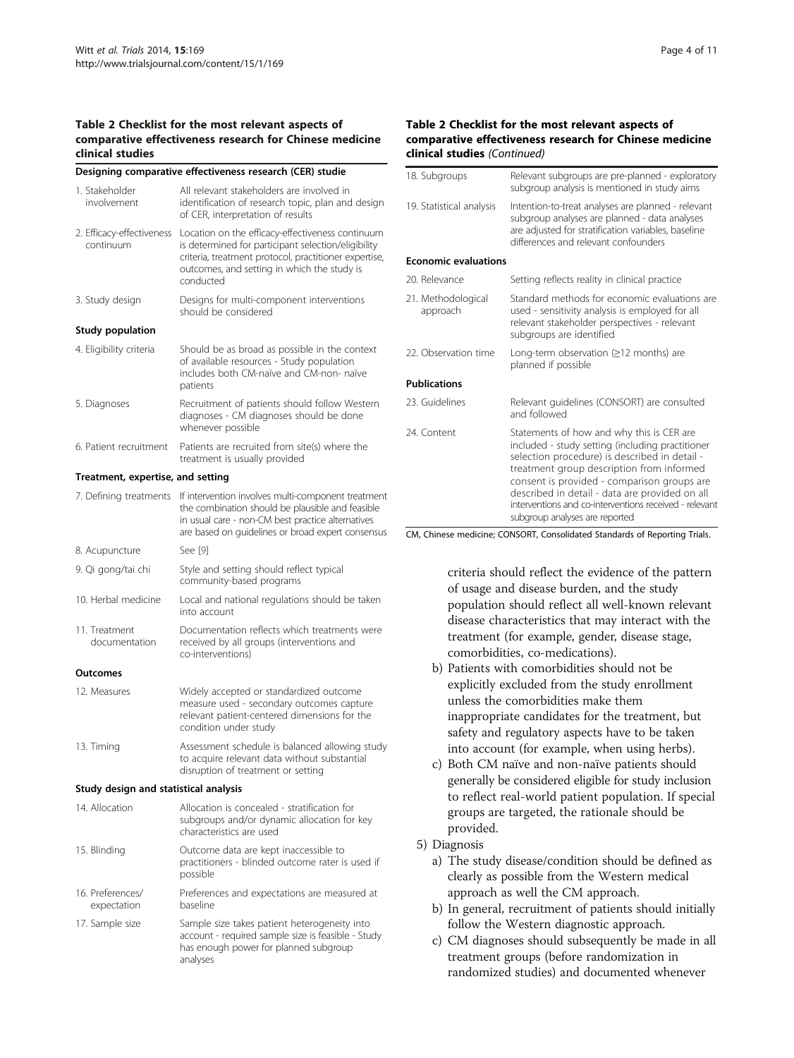**Table 2 Checklist for the most relevant aspects of comparative effectiveness research for Chinese medicine clinical studies**

| **Designing comparative effectiveness research (CER) studie** | |
|---|---|
| 1. Stakeholder involvement | All relevant stakeholders are involved in identification of research topic, plan and design of CER, interpretation of results |
| 2. Efficacy-effectiveness continuum | Location on the efficacy-effectiveness continuum is determined for participant selection/eligibility criteria, treatment protocol, practitioner expertise, outcomes, and setting in which the study is conducted |
| 3. Study design | Designs for multi-component interventions should be considered |
| **Study population** | |
| 4. Eligibility criteria | Should be as broad as possible in the context of available resources - Study population includes both CM-naïve and CM-non- naïve patients |
| 5. Diagnoses | Recruitment of patients should follow Western diagnoses - CM diagnoses should be done whenever possible |
| 6. Patient recruitment | Patients are recruited from site(s) where the treatment is usually provided |
| **Treatment, expertise, and setting** | |
| 7. Defining treatments | If intervention involves multi-component treatment the combination should be plausible and feasible in usual care - non-CM best practice alternatives are based on guidelines or broad expert consensus |
| 8. Acupuncture | See [9] |
| 9. Qi gong/tai chi | Style and setting should reflect typical community-based programs |
| 10. Herbal medicine | Local and national regulations should be taken into account |
| 11. Treatment documentation | Documentation reflects which treatments were received by all groups (interventions and co-interventions) |
| **Outcomes** | |
| 12. Measures | Widely accepted or standardized outcome measure used - secondary outcomes capture relevant patient-centered dimensions for the condition under study |
| 13. Timing | Assessment schedule is balanced allowing study to acquire relevant data without substantial disruption of treatment or setting |
| **Study design and statistical analysis** | |
| 14. Allocation | Allocation is concealed - stratification for subgroups and/or dynamic allocation for key characteristics are used |
| 15. Blinding | Outcome data are kept inaccessible to practitioners - blinded outcome rater is used if possible |
| 16. Preferences/ expectation | Preferences and expectations are measured at baseline |
| 17. Sample size | Sample size takes patient heterogeneity into account - required sample size is feasible - Study has enough power for planned subgroup analyses |
| 18. Subgroups | Relevant subgroups are pre-planned - exploratory subgroup analysis is mentioned in study aims |
| 19. Statistical analysis | Intention-to-treat analyses are planned - relevant subgroup analyses are planned - data analyses are adjusted for stratification variables, baseline differences and relevant confounders |
| **Economic evaluations** | |
| 20. Relevance | Setting reflects reality in clinical practice |
| 21. Methodological approach | Standard methods for economic evaluations are used - sensitivity analysis is employed for all relevant stakeholder perspectives - relevant subgroups are identified |
| 22. Observation time | Long-term observation (≥12 months) are planned if possible |
| **Publications** | |
| 23. Guidelines | Relevant guidelines (CONSORT) are consulted and followed |
| 24. Content | Statements of how and why this is CER are included - study setting (including practitioner selection procedure) is described in detail - treatment group description from informed consent is provided - comparison groups are described in detail - data are provided on all interventions and co-interventions received - relevant subgroup analyses are reported |

CM, Chinese medicine; CONSORT, Consolidated Standards of Reporting Trials.

criteria should reflect the evidence of the pattern of usage and disease burden, and the study population should reflect all well-known relevant disease characteristics that may interact with the treatment (for example, gender, disease stage, comorbidities, co-medications).

b) Patients with comorbidities should not be explicitly excluded from the study enrollment unless the comorbidities make them inappropriate candidates for the treatment, but safety and regulatory aspects have to be taken into account (for example, when using herbs).

c) Both CM naïve and non-naïve patients should generally be considered eligible for study inclusion to reflect real-world patient population. If special groups are targeted, the rationale should be provided.

5) Diagnosis

a) The study disease/condition should be defined as clearly as possible from the Western medical approach as well the CM approach.

b) In general, recruitment of patients should initially follow the Western diagnostic approach.

c) CM diagnoses should subsequently be made in all treatment groups (before randomization in randomized studies) and documented whenever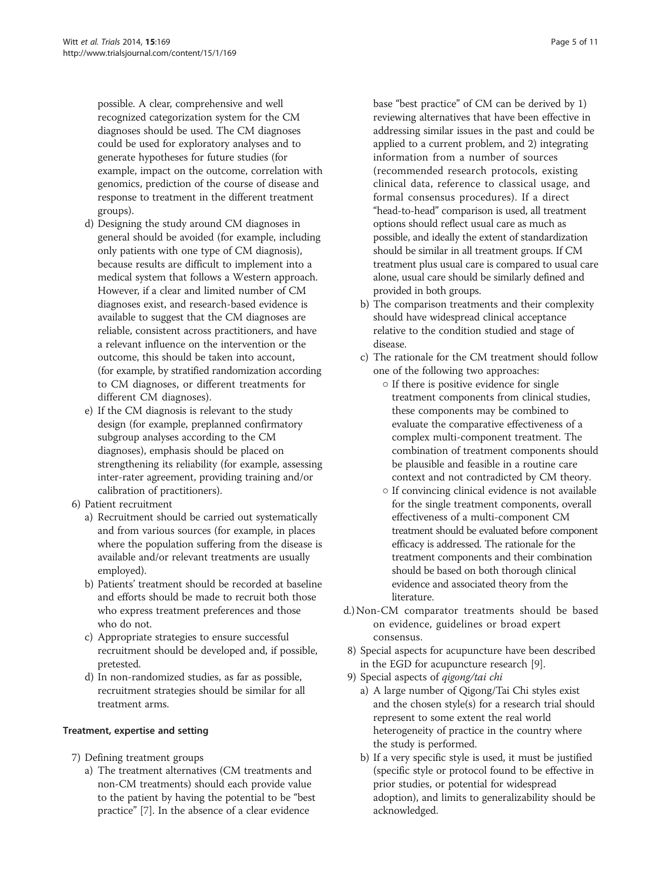possible. A clear, comprehensive and well recognized categorization system for the CM diagnoses should be used. The CM diagnoses could be used for exploratory analyses and to generate hypotheses for future studies (for example, impact on the outcome, correlation with genomics, prediction of the course of disease and response to treatment in the different treatment groups).

d) Designing the study around CM diagnoses in general should be avoided (for example, including only patients with one type of CM diagnosis), because results are difficult to implement into a medical system that follows a Western approach. However, if a clear and limited number of CM diagnoses exist, and research-based evidence is available to suggest that the CM diagnoses are reliable, consistent across practitioners, and have a relevant influence on the intervention or the outcome, this should be taken into account, (for example, by stratified randomization according to CM diagnoses, or different treatments for different CM diagnoses).

e) If the CM diagnosis is relevant to the study design (for example, preplanned confirmatory subgroup analyses according to the CM diagnoses), emphasis should be placed on strengthening its reliability (for example, assessing inter-rater agreement, providing training and/or calibration of practitioners).

6) Patient recruitment

a) Recruitment should be carried out systematically and from various sources (for example, in places where the population suffering from the disease is available and/or relevant treatments are usually employed).

b) Patients' treatment should be recorded at baseline and efforts should be made to recruit both those who express treatment preferences and those who do not.

c) Appropriate strategies to ensure successful recruitment should be developed and, if possible, pretested.

d) In non-randomized studies, as far as possible, recruitment strategies should be similar for all treatment arms.

### Treatment, expertise and setting

7) Defining treatment groups

a) The treatment alternatives (CM treatments and non-CM treatments) should each provide value to the patient by having the potential to be "best practice" [7]. In the absence of a clear evidence base "best practice" of CM can be derived by 1) reviewing alternatives that have been effective in addressing similar issues in the past and could be applied to a current problem, and 2) integrating information from a number of sources (recommended research protocols, existing clinical data, reference to classical usage, and formal consensus procedures). If a direct "head-to-head" comparison is used, all treatment options should reflect usual care as much as possible, and ideally the extent of standardization should be similar in all treatment groups. If CM treatment plus usual care is compared to usual care alone, usual care should be similarly defined and provided in both groups.

b) The comparison treatments and their complexity should have widespread clinical acceptance relative to the condition studied and stage of disease.

c) The rationale for the CM treatment should follow one of the following two approaches:

- If there is positive evidence for single treatment components from clinical studies, these components may be combined to evaluate the comparative effectiveness of a complex multi-component treatment. The combination of treatment components should be plausible and feasible in a routine care context and not contradicted by CM theory.
- If convincing clinical evidence is not available for the single treatment components, overall effectiveness of a multi-component CM treatment should be evaluated before component efficacy is addressed. The rationale for the treatment components and their combination should be based on both thorough clinical evidence and associated theory from the literature.

d.) Non-CM comparator treatments should be based on evidence, guidelines or broad expert consensus.

8) Special aspects for acupuncture have been described in the EGD for acupuncture research [9].

9) Special aspects of *qigong/tai chi*

a) A large number of Qigong/Tai Chi styles exist and the chosen style(s) for a research trial should represent to some extent the real world heterogeneity of practice in the country where the study is performed.

b) If a very specific style is used, it must be justified (specific style or protocol found to be effective in prior studies, or potential for widespread adoption), and limits to generalizability should be acknowledged.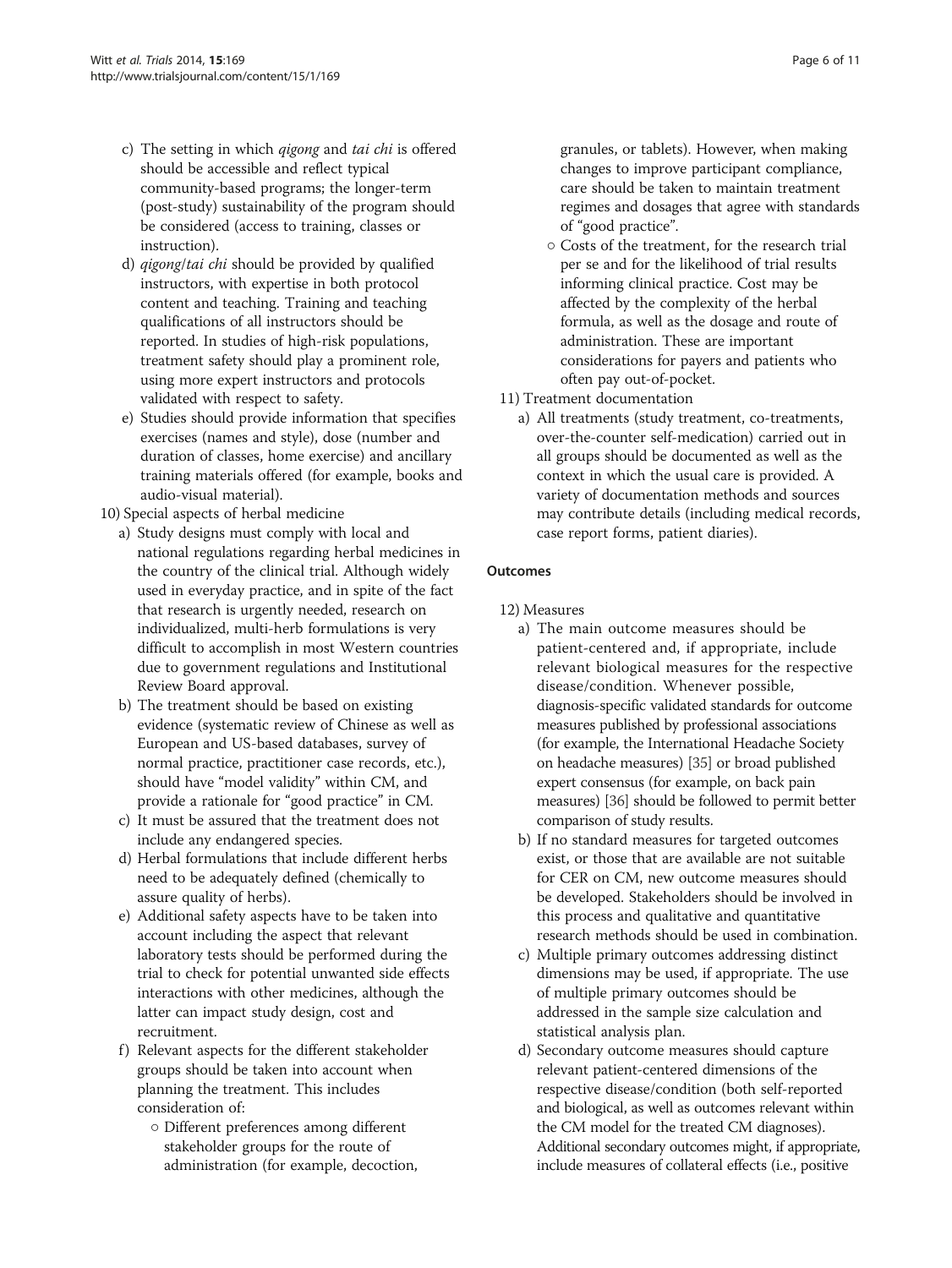c) The setting in which *qigong* and *tai chi* is offered should be accessible and reflect typical community-based programs; the longer-term (post-study) sustainability of the program should be considered (access to training, classes or instruction).

d) *qigong*/*tai chi* should be provided by qualified instructors, with expertise in both protocol content and teaching. Training and teaching qualifications of all instructors should be reported. In studies of high-risk populations, treatment safety should play a prominent role, using more expert instructors and protocols validated with respect to safety.

e) Studies should provide information that specifies exercises (names and style), dose (number and duration of classes, home exercise) and ancillary training materials offered (for example, books and audio-visual material).

10) Special aspects of herbal medicine

a) Study designs must comply with local and national regulations regarding herbal medicines in the country of the clinical trial. Although widely used in everyday practice, and in spite of the fact that research is urgently needed, research on individualized, multi-herb formulations is very difficult to accomplish in most Western countries due to government regulations and Institutional Review Board approval.

b) The treatment should be based on existing evidence (systematic review of Chinese as well as European and US-based databases, survey of normal practice, practitioner case records, etc.), should have "model validity" within CM, and provide a rationale for "good practice" in CM.

c) It must be assured that the treatment does not include any endangered species.

d) Herbal formulations that include different herbs need to be adequately defined (chemically to assure quality of herbs).

e) Additional safety aspects have to be taken into account including the aspect that relevant laboratory tests should be performed during the trial to check for potential unwanted side effects interactions with other medicines, although the latter can impact study design, cost and recruitment.

f) Relevant aspects for the different stakeholder groups should be taken into account when planning the treatment. This includes consideration of:

- Different preferences among different stakeholder groups for the route of administration (for example, decoction, granules, or tablets). However, when making changes to improve participant compliance, care should be taken to maintain treatment regimes and dosages that agree with standards of "good practice".
- Costs of the treatment, for the research trial per se and for the likelihood of trial results informing clinical practice. Cost may be affected by the complexity of the herbal formula, as well as the dosage and route of administration. These are important considerations for payers and patients who often pay out-of-pocket.

11) Treatment documentation

a) All treatments (study treatment, co-treatments, over-the-counter self-medication) carried out in all groups should be documented as well as the context in which the usual care is provided. A variety of documentation methods and sources may contribute details (including medical records, case report forms, patient diaries).

### Outcomes

12) Measures

a) The main outcome measures should be patient-centered and, if appropriate, include relevant biological measures for the respective disease/condition. Whenever possible, diagnosis-specific validated standards for outcome measures published by professional associations (for example, the International Headache Society on headache measures) [35] or broad published expert consensus (for example, on back pain measures) [36] should be followed to permit better comparison of study results.

b) If no standard measures for targeted outcomes exist, or those that are available are not suitable for CER on CM, new outcome measures should be developed. Stakeholders should be involved in this process and qualitative and quantitative research methods should be used in combination.

c) Multiple primary outcomes addressing distinct dimensions may be used, if appropriate. The use of multiple primary outcomes should be addressed in the sample size calculation and statistical analysis plan.

d) Secondary outcome measures should capture relevant patient-centered dimensions of the respective disease/condition (both self-reported and biological, as well as outcomes relevant within the CM model for the treated CM diagnoses). Additional secondary outcomes might, if appropriate, include measures of collateral effects (i.e., positive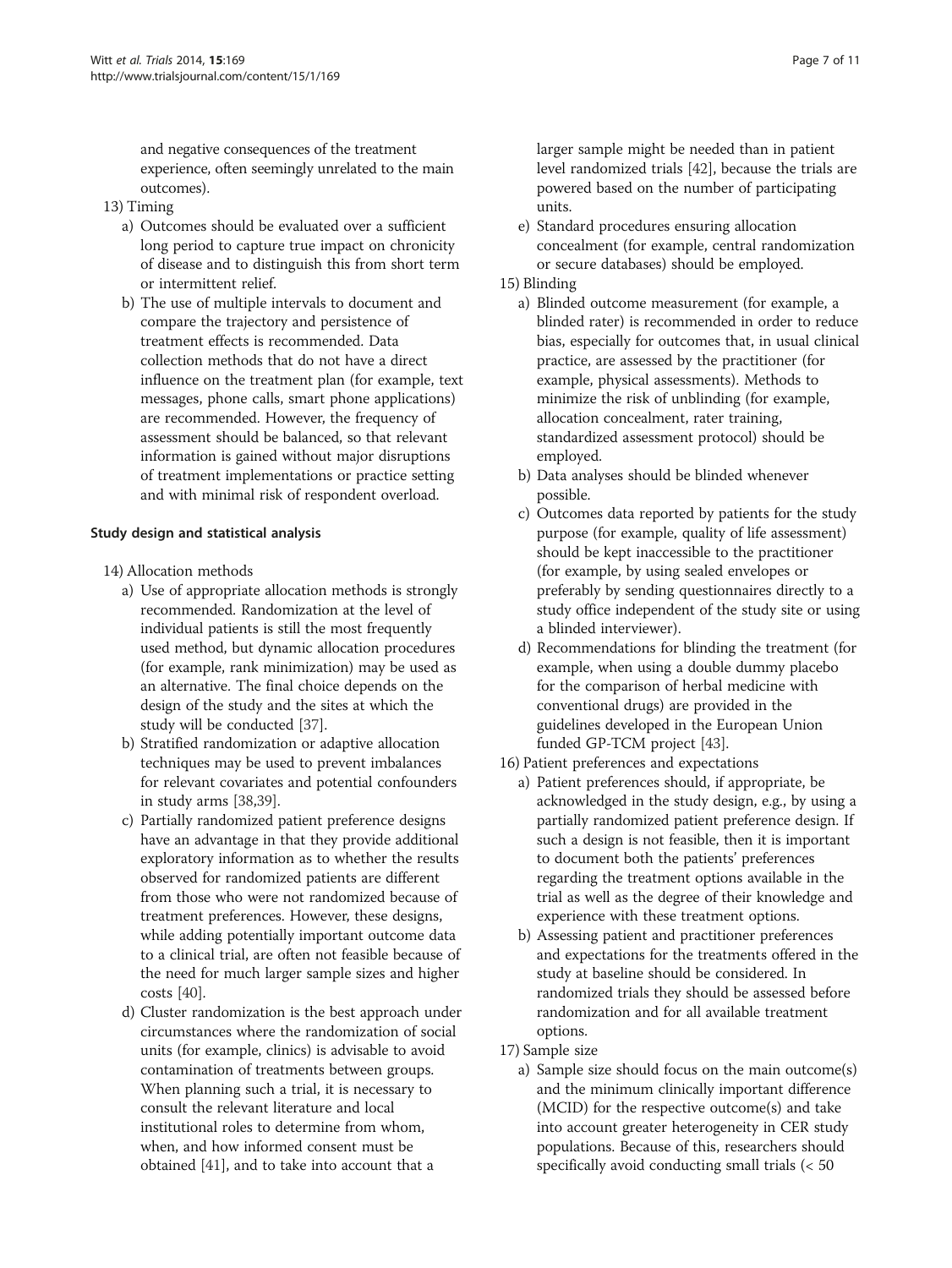and negative consequences of the treatment experience, often seemingly unrelated to the main outcomes).

13) Timing
   a) Outcomes should be evaluated over a sufficient long period to capture true impact on chronicity of disease and to distinguish this from short term or intermittent relief.
   b) The use of multiple intervals to document and compare the trajectory and persistence of treatment effects is recommended. Data collection methods that do not have a direct influence on the treatment plan (for example, text messages, phone calls, smart phone applications) are recommended. However, the frequency of assessment should be balanced, so that relevant information is gained without major disruptions of treatment implementations or practice setting and with minimal risk of respondent overload.

### Study design and statistical analysis

14) Allocation methods
   a) Use of appropriate allocation methods is strongly recommended. Randomization at the level of individual patients is still the most frequently used method, but dynamic allocation procedures (for example, rank minimization) may be used as an alternative. The final choice depends on the design of the study and the sites at which the study will be conducted [37].
   b) Stratified randomization or adaptive allocation techniques may be used to prevent imbalances for relevant covariates and potential confounders in study arms [38,39].
   c) Partially randomized patient preference designs have an advantage in that they provide additional exploratory information as to whether the results observed for randomized patients are different from those who were not randomized because of treatment preferences. However, these designs, while adding potentially important outcome data to a clinical trial, are often not feasible because of the need for much larger sample sizes and higher costs [40].
   d) Cluster randomization is the best approach under circumstances where the randomization of social units (for example, clinics) is advisable to avoid contamination of treatments between groups. When planning such a trial, it is necessary to consult the relevant literature and local institutional roles to determine from whom, when, and how informed consent must be obtained [41], and to take into account that a larger sample might be needed than in patient level randomized trials [42], because the trials are powered based on the number of participating units.
   e) Standard procedures ensuring allocation concealment (for example, central randomization or secure databases) should be employed.

15) Blinding
   a) Blinded outcome measurement (for example, a blinded rater) is recommended in order to reduce bias, especially for outcomes that, in usual clinical practice, are assessed by the practitioner (for example, physical assessments). Methods to minimize the risk of unblinding (for example, allocation concealment, rater training, standardized assessment protocol) should be employed.
   b) Data analyses should be blinded whenever possible.
   c) Outcomes data reported by patients for the study purpose (for example, quality of life assessment) should be kept inaccessible to the practitioner (for example, by using sealed envelopes or preferably by sending questionnaires directly to a study office independent of the study site or using a blinded interviewer).
   d) Recommendations for blinding the treatment (for example, when using a double dummy placebo for the comparison of herbal medicine with conventional drugs) are provided in the guidelines developed in the European Union funded GP-TCM project [43].

16) Patient preferences and expectations
   a) Patient preferences should, if appropriate, be acknowledged in the study design, e.g., by using a partially randomized patient preference design. If such a design is not feasible, then it is important to document both the patients' preferences regarding the treatment options available in the trial as well as the degree of their knowledge and experience with these treatment options.
   b) Assessing patient and practitioner preferences and expectations for the treatments offered in the study at baseline should be considered. In randomized trials they should be assessed before randomization and for all available treatment options.

17) Sample size
   a) Sample size should focus on the main outcome(s) and the minimum clinically important difference (MCID) for the respective outcome(s) and take into account greater heterogeneity in CER study populations. Because of this, researchers should specifically avoid conducting small trials (< 50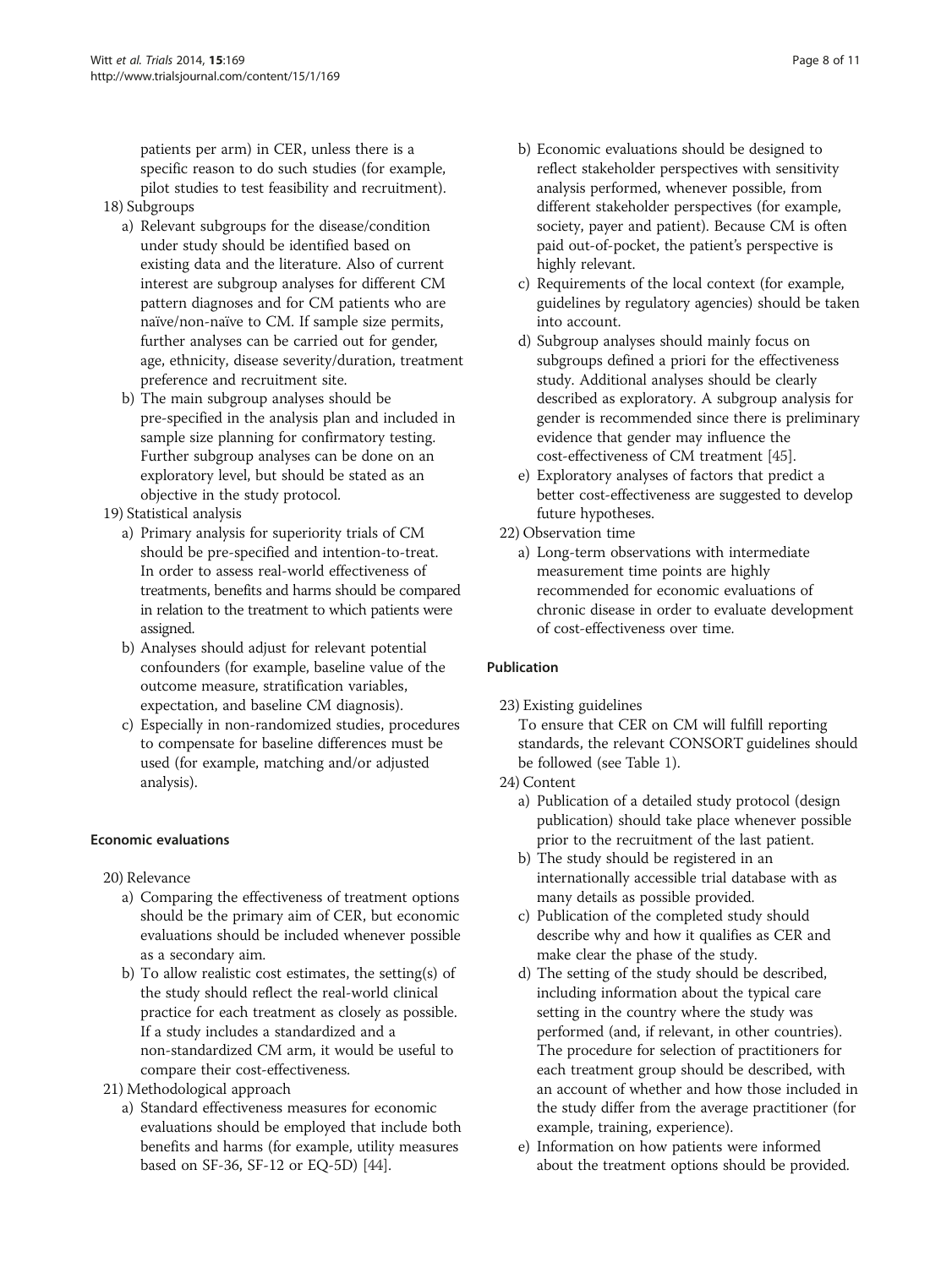patients per arm) in CER, unless there is a specific reason to do such studies (for example, pilot studies to test feasibility and recruitment).

18) Subgroups
   a) Relevant subgroups for the disease/condition under study should be identified based on existing data and the literature. Also of current interest are subgroup analyses for different CM pattern diagnoses and for CM patients who are naïve/non-naïve to CM. If sample size permits, further analyses can be carried out for gender, age, ethnicity, disease severity/duration, treatment preference and recruitment site.
   b) The main subgroup analyses should be pre-specified in the analysis plan and included in sample size planning for confirmatory testing. Further subgroup analyses can be done on an exploratory level, but should be stated as an objective in the study protocol.

19) Statistical analysis
   a) Primary analysis for superiority trials of CM should be pre-specified and intention-to-treat. In order to assess real-world effectiveness of treatments, benefits and harms should be compared in relation to the treatment to which patients were assigned.
   b) Analyses should adjust for relevant potential confounders (for example, baseline value of the outcome measure, stratification variables, expectation, and baseline CM diagnosis).
   c) Especially in non-randomized studies, procedures to compensate for baseline differences must be used (for example, matching and/or adjusted analysis).

#### Economic evaluations

20) Relevance
   a) Comparing the effectiveness of treatment options should be the primary aim of CER, but economic evaluations should be included whenever possible as a secondary aim.
   b) To allow realistic cost estimates, the setting(s) of the study should reflect the real-world clinical practice for each treatment as closely as possible. If a study includes a standardized and a non-standardized CM arm, it would be useful to compare their cost-effectiveness.

21) Methodological approach
   a) Standard effectiveness measures for economic evaluations should be employed that include both benefits and harms (for example, utility measures based on SF-36, SF-12 or EQ-5D) [44].
   b) Economic evaluations should be designed to reflect stakeholder perspectives with sensitivity analysis performed, whenever possible, from different stakeholder perspectives (for example, society, payer and patient). Because CM is often paid out-of-pocket, the patient's perspective is highly relevant.
   c) Requirements of the local context (for example, guidelines by regulatory agencies) should be taken into account.
   d) Subgroup analyses should mainly focus on subgroups defined a priori for the effectiveness study. Additional analyses should be clearly described as exploratory. A subgroup analysis for gender is recommended since there is preliminary evidence that gender may influence the cost-effectiveness of CM treatment [45].
   e) Exploratory analyses of factors that predict a better cost-effectiveness are suggested to develop future hypotheses.

22) Observation time
   a) Long-term observations with intermediate measurement time points are highly recommended for economic evaluations of chronic disease in order to evaluate development of cost-effectiveness over time.

#### Publication

23) Existing guidelines
   To ensure that CER on CM will fulfill reporting standards, the relevant CONSORT guidelines should be followed (see Table 1).

24) Content
   a) Publication of a detailed study protocol (design publication) should take place whenever possible prior to the recruitment of the last patient.
   b) The study should be registered in an internationally accessible trial database with as many details as possible provided.
   c) Publication of the completed study should describe why and how it qualifies as CER and make clear the phase of the study.
   d) The setting of the study should be described, including information about the typical care setting in the country where the study was performed (and, if relevant, in other countries). The procedure for selection of practitioners for each treatment group should be described, with an account of whether and how those included in the study differ from the average practitioner (for example, training, experience).
   e) Information on how patients were informed about the treatment options should be provided.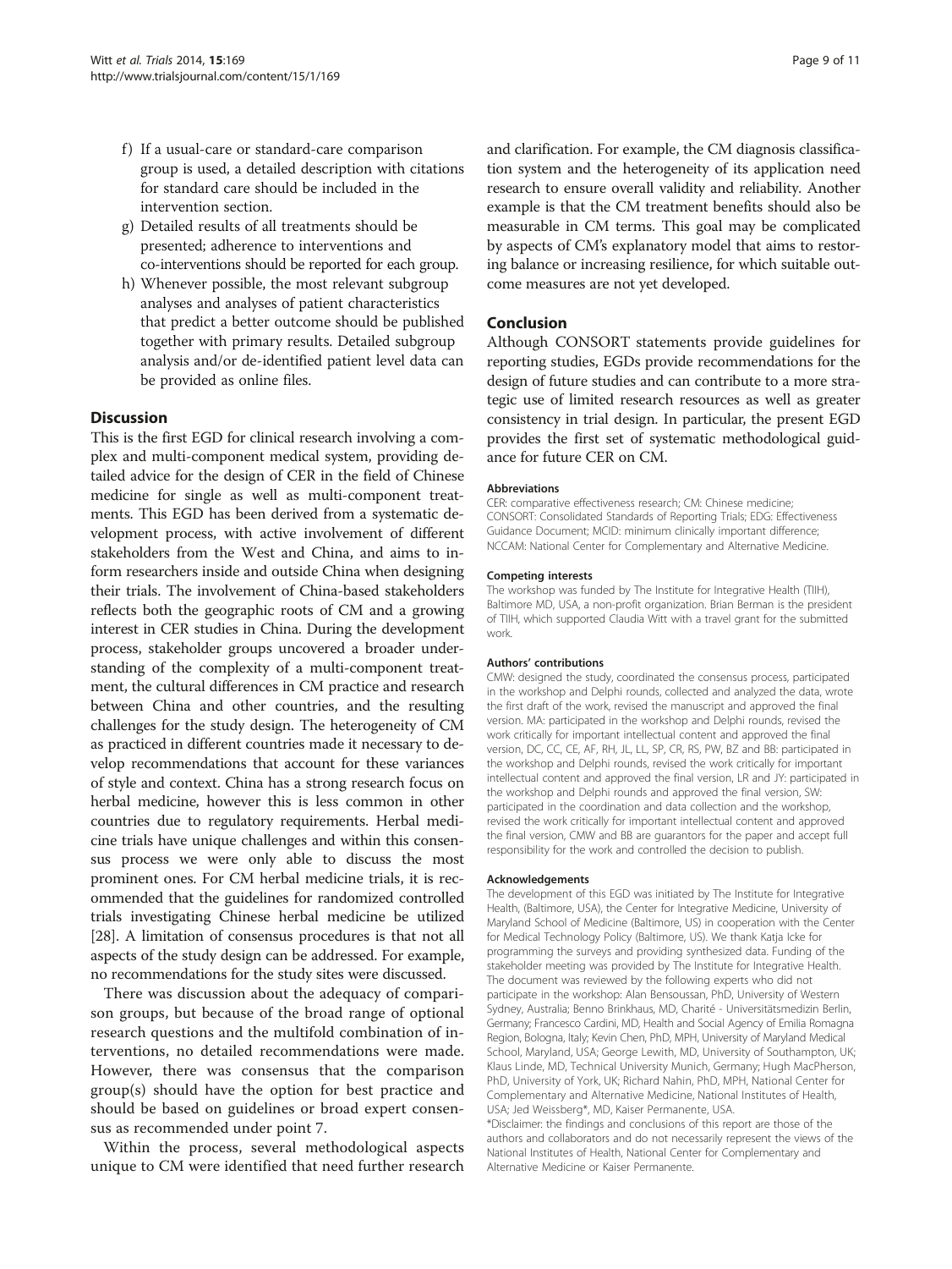f) If a usual-care or standard-care comparison group is used, a detailed description with citations for standard care should be included in the intervention section.

g) Detailed results of all treatments should be presented; adherence to interventions and co-interventions should be reported for each group.

h) Whenever possible, the most relevant subgroup analyses and analyses of patient characteristics that predict a better outcome should be published together with primary results. Detailed subgroup analysis and/or de-identified patient level data can be provided as online files.

## Discussion

This is the first EGD for clinical research involving a complex and multi-component medical system, providing detailed advice for the design of CER in the field of Chinese medicine for single as well as multi-component treatments. This EGD has been derived from a systematic development process, with active involvement of different stakeholders from the West and China, and aims to inform researchers inside and outside China when designing their trials. The involvement of China-based stakeholders reflects both the geographic roots of CM and a growing interest in CER studies in China. During the development process, stakeholder groups uncovered a broader understanding of the complexity of a multi-component treatment, the cultural differences in CM practice and research between China and other countries, and the resulting challenges for the study design. The heterogeneity of CM as practiced in different countries made it necessary to develop recommendations that account for these variances of style and context. China has a strong research focus on herbal medicine, however this is less common in other countries due to regulatory requirements. Herbal medicine trials have unique challenges and within this consensus process we were only able to discuss the most prominent ones. For CM herbal medicine trials, it is recommended that the guidelines for randomized controlled trials investigating Chinese herbal medicine be utilized [28]. A limitation of consensus procedures is that not all aspects of the study design can be addressed. For example, no recommendations for the study sites were discussed.

There was discussion about the adequacy of comparison groups, but because of the broad range of optional research questions and the multifold combination of interventions, no detailed recommendations were made. However, there was consensus that the comparison group(s) should have the option for best practice and should be based on guidelines or broad expert consensus as recommended under point 7.

Within the process, several methodological aspects unique to CM were identified that need further research and clarification. For example, the CM diagnosis classification system and the heterogeneity of its application need research to ensure overall validity and reliability. Another example is that the CM treatment benefits should also be measurable in CM terms. This goal may be complicated by aspects of CM's explanatory model that aims to restoring balance or increasing resilience, for which suitable outcome measures are not yet developed.

## Conclusion

Although CONSORT statements provide guidelines for reporting studies, EGDs provide recommendations for the design of future studies and can contribute to a more strategic use of limited research resources as well as greater consistency in trial design. In particular, the present EGD provides the first set of systematic methodological guidance for future CER on CM.

#### Abbreviations

CER: comparative effectiveness research; CM: Chinese medicine; CONSORT: Consolidated Standards of Reporting Trials; EDG: Effectiveness Guidance Document; MCID: minimum clinically important difference; NCCAM: National Center for Complementary and Alternative Medicine.

#### Competing interests

The workshop was funded by The Institute for Integrative Health (TIIH), Baltimore MD, USA, a non-profit organization. Brian Berman is the president of TIIH, which supported Claudia Witt with a travel grant for the submitted work.

#### Authors' contributions

CMW: designed the study, coordinated the consensus process, participated in the workshop and Delphi rounds, collected and analyzed the data, wrote the first draft of the work, revised the manuscript and approved the final version. MA: participated in the workshop and Delphi rounds, revised the work critically for important intellectual content and approved the final version, DC, CC, CE, AF, RH, JL, LL, SP, CR, RS, PW, BZ and BB: participated in the workshop and Delphi rounds, revised the work critically for important intellectual content and approved the final version, LR and JY: participated in the workshop and Delphi rounds and approved the final version, SW: participated in the coordination and data collection and the workshop, revised the work critically for important intellectual content and approved the final version, CMW and BB are guarantors for the paper and accept full responsibility for the work and controlled the decision to publish.

#### Acknowledgements

The development of this EGD was initiated by The Institute for Integrative Health, (Baltimore, USA), the Center for Integrative Medicine, University of Maryland School of Medicine (Baltimore, US) in cooperation with the Center for Medical Technology Policy (Baltimore, US). We thank Katja Icke for programming the surveys and providing synthesized data. Funding of the stakeholder meeting was provided by The Institute for Integrative Health. The document was reviewed by the following experts who did not participate in the workshop: Alan Bensoussan, PhD, University of Western Sydney, Australia; Benno Brinkhaus, MD, Charité - Universitätsmedizin Berlin, Germany; Francesco Cardini, MD, Health and Social Agency of Emilia Romagna Region, Bologna, Italy; Kevin Chen, PhD, MPH, University of Maryland Medical School, Maryland, USA; George Lewith, MD, University of Southampton, UK; Klaus Linde, MD, Technical University Munich, Germany; Hugh MacPherson, PhD, University of York, UK; Richard Nahin, PhD, MPH, National Center for Complementary and Alternative Medicine, National Institutes of Health, USA; Jed Weissberg*, MD, Kaiser Permanente, USA.

*Disclaimer: the findings and conclusions of this report are those of the authors and collaborators and do not necessarily represent the views of the National Institutes of Health, National Center for Complementary and Alternative Medicine or Kaiser Permanente.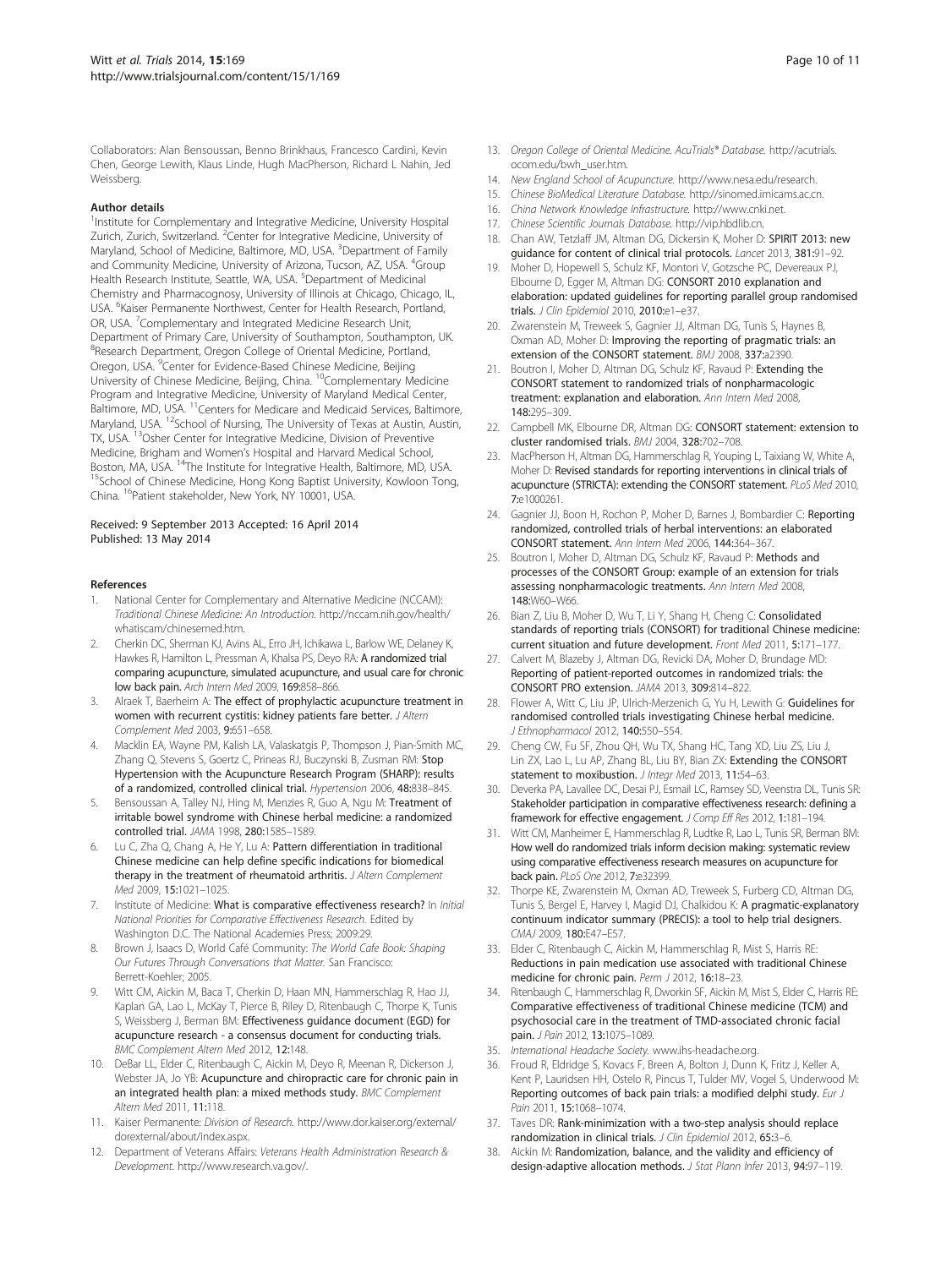Collaborators: Alan Bensoussan, Benno Brinkhaus, Francesco Cardini, Kevin Chen, George Lewith, Klaus Linde, Hugh MacPherson, Richard L Nahin, Jed Weissberg.

#### Author details

[1]Institute for Complementary and Integrative Medicine, University Hospital Zurich, Zurich, Switzerland. [2]Center for Integrative Medicine, University of Maryland, School of Medicine, Baltimore, MD, USA. [3]Department of Family and Community Medicine, University of Arizona, Tucson, AZ, USA. [4]Group Health Research Institute, Seattle, WA, USA. [5]Department of Medicinal Chemistry and Pharmacognosy, University of Illinois at Chicago, Chicago, IL, USA. [6]Kaiser Permanente Northwest, Center for Health Research, Portland, OR, USA. [7]Complementary and Integrated Medicine Research Unit, Department of Primary Care, University of Southampton, Southampton, UK. [8]Research Department, Oregon College of Oriental Medicine, Portland, Oregon, USA. [9]Center for Evidence-Based Chinese Medicine, Beijing University of Chinese Medicine, Beijing, China. [10]Complementary Medicine Program and Integrative Medicine, University of Maryland Medical Center, Baltimore, MD, USA. [11]Centers for Medicare and Medicaid Services, Baltimore, Maryland, USA. [12]School of Nursing, The University of Texas at Austin, Austin, TX, USA. [13]Osher Center for Integrative Medicine, Division of Preventive Medicine, Brigham and Women's Hospital and Harvard Medical School, Boston, MA, USA. [14]The Institute for Integrative Health, Baltimore, MD, USA. [15]School of Chinese Medicine, Hong Kong Baptist University, Kowloon Tong, China. [16]Patient stakeholder, New York, NY 10001, USA.

Received: 9 September 2013 Accepted: 16 April 2014
Published: 13 May 2014

#### References

1. National Center for Complementary and Alternative Medicine (NCCAM): *Traditional Chinese Medicine: An Introduction.* http://nccam.nih.gov/health/whatiscam/chinesemed.htm.
2. Cherkin DC, Sherman KJ, Avins AL, Erro JH, Ichikawa L, Barlow WE, Delaney K, Hawkes R, Hamilton L, Pressman A, Khalsa PS, Deyo RA: **A randomized trial comparing acupuncture, simulated acupuncture, and usual care for chronic low back pain.** *Arch Intern Med* 2009, **169:**858–866.
3. Alraek T, Baerheim A: **The effect of prophylactic acupuncture treatment in women with recurrent cystitis: kidney patients fare better.** *J Altern Complement Med* 2003, **9:**651–658.
4. Macklin EA, Wayne PM, Kalish LA, Valaskatgis P, Thompson J, Pian-Smith MC, Zhang Q, Stevens S, Goertz C, Prineas RJ, Buczynski B, Zusman RM: **Stop Hypertension with the Acupuncture Research Program (SHARP): results of a randomized, controlled clinical trial.** *Hypertension* 2006, **48:**838–845.
5. Bensoussan A, Talley NJ, Hing M, Menzies R, Guo A, Ngu M: **Treatment of irritable bowel syndrome with Chinese herbal medicine: a randomized controlled trial.** *JAMA* 1998, **280:**1585–1589.
6. Lu C, Zha Q, Chang A, He Y, Lu A: **Pattern differentiation in traditional Chinese medicine can help define specific indications for biomedical therapy in the treatment of rheumatoid arthritis.** *J Altern Complement Med* 2009, **15:**1021–1025.
7. Institute of Medicine: **What is comparative effectiveness research?** In *Initial National Priorities for Comparative Effectiveness Research.* Edited by Washington D.C. The National Academies Press; 2009:29.
8. Brown J, Isaacs D, World Café Community: *The World Cafe Book: Shaping Our Futures Through Conversations that Matter.* San Francisco: Berrett-Koehler; 2005.
9. Witt CM, Aickin M, Baca T, Cherkin D, Haan MN, Hammerschlag R, Hao JJ, Kaplan GA, Lao L, McKay T, Pierce B, Riley D, Ritenbaugh C, Thorpe K, Tunis S, Weissberg J, Berman BM: **Effectiveness guidance document (EGD) for acupuncture research - a consensus document for conducting trials.** *BMC Complement Altern Med* 2012, **12:**148.
10. DeBar LL, Elder C, Ritenbaugh C, Aickin M, Deyo R, Meenan R, Dickerson J, Webster JA, Jo YB: **Acupuncture and chiropractic care for chronic pain in an integrated health plan: a mixed methods study.** *BMC Complement Altern Med* 2011, **11:**118.
11. Kaiser Permanente: *Division of Research.* http://www.dor.kaiser.org/external/dorexternal/about/index.aspx.
12. Department of Veterans Affairs: *Veterans Health Administration Research & Development.* http://www.research.va.gov/.
13. *Oregon College of Oriental Medicine. AcuTrials® Database.* http://acutrials.ocom.edu/bwh_user.htm.
14. *New England School of Acupuncture.* http://www.nesa.edu/research.
15. *Chinese BioMedical Literature Database.* http://sinomed.imicams.ac.cn.
16. *China Network Knowledge Infrastructure.* http://www.cnki.net.
17. *Chinese Scientific Journals Database.* http://vip.hbdlib.cn.
18. Chan AW, Tetzlaff JM, Altman DG, Dickersin K, Moher D: **SPIRIT 2013: new guidance for content of clinical trial protocols.** *Lancet* 2013, **381:**91–92.
19. Moher D, Hopewell S, Schulz KF, Montori V, Gotzsche PC, Devereaux PJ, Elbourne D, Egger M, Altman DG: **CONSORT 2010 explanation and elaboration: updated guidelines for reporting parallel group randomised trials.** *J Clin Epidemiol* 2010, **2010:**e1–e37.
20. Zwarenstein M, Treweek S, Gagnier JJ, Altman DG, Tunis S, Haynes B, Oxman AD, Moher D: **Improving the reporting of pragmatic trials: an extension of the CONSORT statement.** *BMJ* 2008, **337:**a2390.
21. Boutron I, Moher D, Altman DG, Schulz KF, Ravaud P: **Extending the CONSORT statement to randomized trials of nonpharmacologic treatment: explanation and elaboration.** *Ann Intern Med* 2008, **148:**295–309.
22. Campbell MK, Elbourne DR, Altman DG: **CONSORT statement: extension to cluster randomised trials.** *BMJ* 2004, **328:**702–708.
23. MacPherson H, Altman DG, Hammerschlag R, Youping L, Taixiang W, White A, Moher D: **Revised standards for reporting interventions in clinical trials of acupuncture (STRICTA): extending the CONSORT statement.** *PLoS Med* 2010, **7:**e1000261.
24. Gagnier JJ, Boon H, Rochon P, Moher D, Barnes J, Bombardier C: **Reporting randomized, controlled trials of herbal interventions: an elaborated CONSORT statement.** *Ann Intern Med* 2006, **144:**364–367.
25. Boutron I, Moher D, Altman DG, Schulz KF, Ravaud P: **Methods and processes of the CONSORT Group: example of an extension for trials assessing nonpharmacologic treatments.** *Ann Intern Med* 2008, **148:**W60–W66.
26. Bian Z, Liu B, Moher D, Wu T, Li Y, Shang H, Cheng C: **Consolidated standards of reporting trials (CONSORT) for traditional Chinese medicine: current situation and future development.** *Front Med* 2011, **5:**171–177.
27. Calvert M, Blazeby J, Altman DG, Revicki DA, Moher D, Brundage MD: **Reporting of patient-reported outcomes in randomized trials: the CONSORT PRO extension.** *JAMA* 2013, **309:**814–822.
28. Flower A, Witt C, Liu JP, Ulrich-Merzenich G, Yu H, Lewith G: **Guidelines for randomised controlled trials investigating Chinese herbal medicine.** *J Ethnopharmacol* 2012, **140:**550–554.
29. Cheng CW, Fu SF, Zhou QH, Wu TX, Shang HC, Tang XD, Liu ZS, Liu J, Lin ZX, Lao L, Lu AP, Zhang BL, Liu BY, Bian ZX: **Extending the CONSORT statement to moxibustion.** *J Integr Med* 2013, **11:**54–63.
30. Deverka PA, Lavallee DC, Desai PJ, Esmail LC, Ramsey SD, Veenstra DL, Tunis SR: **Stakeholder participation in comparative effectiveness research: defining a framework for effective engagement.** *J Comp Eff Res* 2012, **1:**181–194.
31. Witt CM, Manheimer E, Hammerschlag R, Ludtke R, Lao L, Tunis SR, Berman BM: **How well do randomized trials inform decision making: systematic review using comparative effectiveness research measures on acupuncture for back pain.** *PLoS One* 2012, **7:**e32399.
32. Thorpe KE, Zwarenstein M, Oxman AD, Treweek S, Furberg CD, Altman DG, Tunis S, Bergel E, Harvey I, Magid DJ, Chalkidou K: **A pragmatic-explanatory continuum indicator summary (PRECIS): a tool to help trial designers.** *CMAJ* 2009, **180:**E47–E57.
33. Elder C, Ritenbaugh C, Aickin M, Hammerschlag R, Mist S, Harris RE: **Reductions in pain medication use associated with traditional Chinese medicine for chronic pain.** *Perm J* 2012, **16:**18–23.
34. Ritenbaugh C, Hammerschlag R, Dworkin SF, Aickin M, Mist S, Elder C, Harris RE: **Comparative effectiveness of traditional Chinese medicine (TCM) and psychosocial care in the treatment of TMD-associated chronic facial pain.** *J Pain* 2012, **13:**1075–1089.
35. *International Headache Society.* www.ihs-headache.org.
36. Froud R, Eldridge S, Kovacs F, Breen A, Bolton J, Dunn K, Fritz J, Keller A, Kent P, Lauridsen HH, Ostelo R, Pincus T, Tulder MV, Vogel S, Underwood M: **Reporting outcomes of back pain trials: a modified delphi study.** *Eur J Pain* 2011, **15:**1068–1074.
37. Taves DR: **Rank-minimization with a two-step analysis should replace randomization in clinical trials.** *J Clin Epidemiol* 2012, **65:**3–6.
38. Aickin M: **Randomization, balance, and the validity and efficiency of design-adaptive allocation methods.** *J Stat Plann Infer* 2013, **94:**97–119.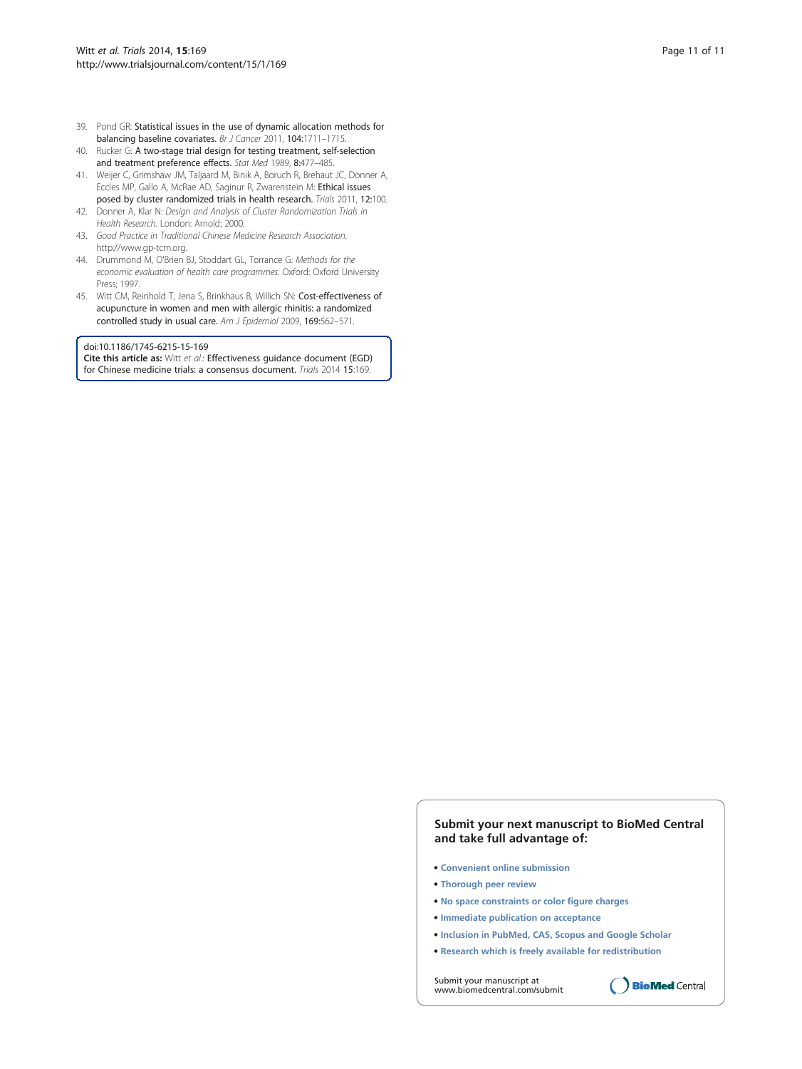39. Pond GR: **Statistical issues in the use of dynamic allocation methods for balancing baseline covariates.** *Br J Cancer* 2011, **104**:1711–1715.
40. Rucker G: **A two-stage trial design for testing treatment, self-selection and treatment preference effects.** *Stat Med* 1989, **8**:477–485.
41. Weijer C, Grimshaw JM, Taljaard M, Binik A, Boruch R, Brehaut JC, Donner A, Eccles MP, Gallo A, McRae AD, Saginur R, Zwarenstein M: **Ethical issues posed by cluster randomized trials in health research.** *Trials* 2011, **12**:100.
42. Donner A, Klar N: *Design and Analysis of Cluster Randomization Trials in Health Research.* London: Arnold; 2000.
43. *Good Practice in Traditional Chinese Medicine Research Association.* http://www.gp-tcm.org.
44. Drummond M, O'Brien BJ, Stoddart GL, Torrance G: *Methods for the economic evaluation of health care programmes.* Oxford: Oxford University Press; 1997.
45. Witt CM, Reinhold T, Jena S, Brinkhaus B, Willich SN: **Cost-effectiveness of acupuncture in women and men with allergic rhinitis: a randomized controlled study in usual care.** *Am J Epidemiol* 2009, **169**:562–571.

doi:10.1186/1745-6215-15-169
**Cite this article as:** Witt *et al.*: Effectiveness guidance document (EGD) for Chinese medicine trials: a consensus document. *Trials* 2014 **15**:169.

**Submit your next manuscript to BioMed Central and take full advantage of:**

- **Convenient online submission**
- **Thorough peer review**
- **No space constraints or color figure charges**
- **Immediate publication on acceptance**
- **Inclusion in PubMed, CAS, Scopus and Google Scholar**
- **Research which is freely available for redistribution**

Submit your manuscript at
www.biomedcentral.com/submit

BioMed Central